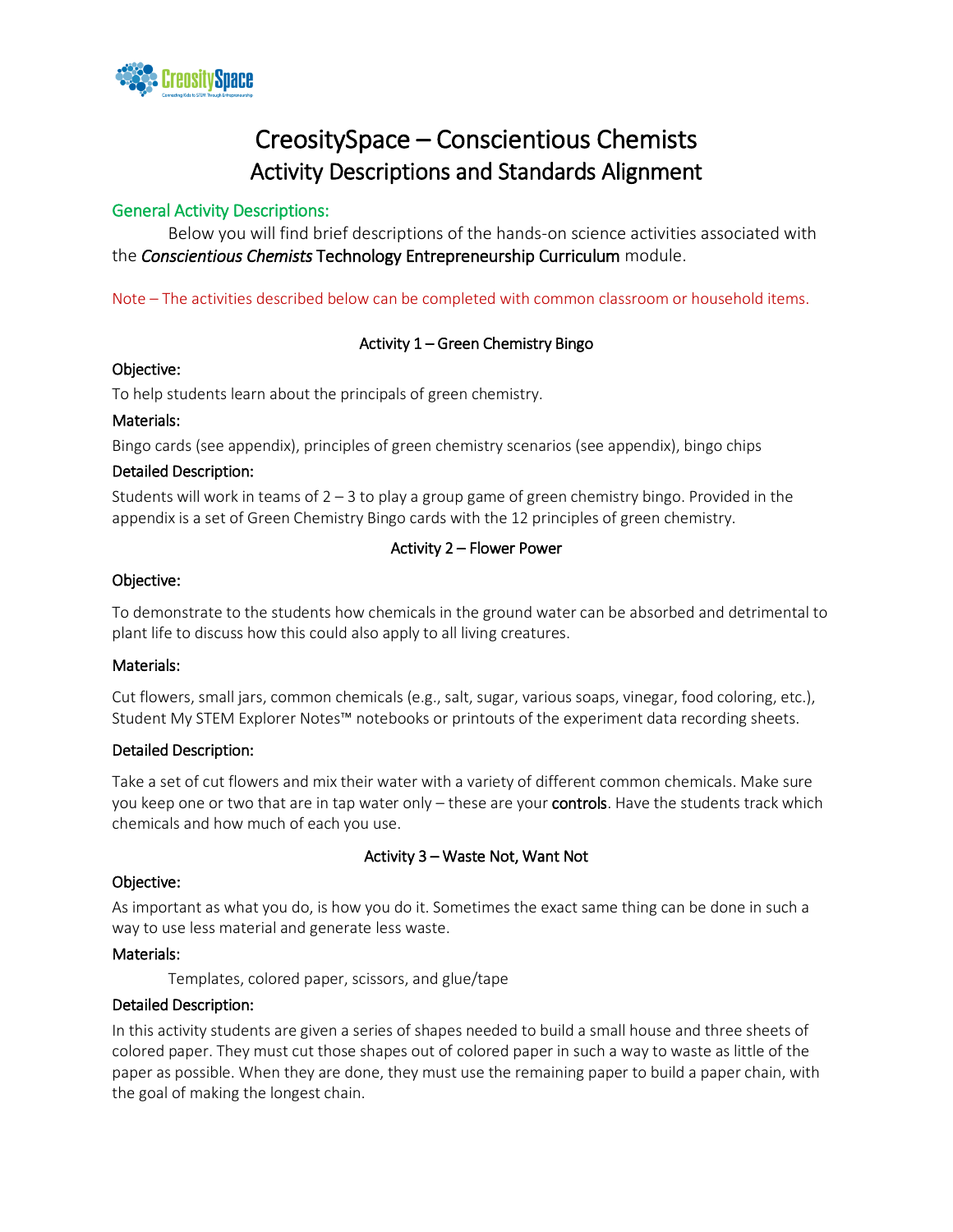# CreositySpace – Conscientious Chemists
## Activity Descriptions and Standards Alignment

### General Activity Descriptions:

Below you will find brief descriptions of the hands-on science activities associated with the *Conscientious Chemists* Technology Entrepreneurship Curriculum module.

Note – The activities described below can be completed with common classroom or household items.

### Activity 1 – Green Chemistry Bingo

**Objective:**

To help students learn about the principals of green chemistry.

**Materials:**

Bingo cards (see appendix), principles of green chemistry scenarios (see appendix), bingo chips

**Detailed Description:**

Students will work in teams of 2 – 3 to play a group game of green chemistry bingo. Provided in the appendix is a set of Green Chemistry Bingo cards with the 12 principles of green chemistry.

### Activity 2 – Flower Power

**Objective:**

To demonstrate to the students how chemicals in the ground water can be absorbed and detrimental to plant life to discuss how this could also apply to all living creatures.

**Materials:**

Cut flowers, small jars, common chemicals (e.g., salt, sugar, various soaps, vinegar, food coloring, etc.), Student My STEM Explorer Notes™ notebooks or printouts of the experiment data recording sheets.

**Detailed Description:**

Take a set of cut flowers and mix their water with a variety of different common chemicals. Make sure you keep one or two that are in tap water only – these are your **controls**. Have the students track which chemicals and how much of each you use.

### Activity 3 – Waste Not, Want Not

**Objective:**

As important as what you do, is how you do it. Sometimes the exact same thing can be done in such a way to use less material and generate less waste.

**Materials:**

Templates, colored paper, scissors, and glue/tape

**Detailed Description:**

In this activity students are given a series of shapes needed to build a small house and three sheets of colored paper. They must cut those shapes out of colored paper in such a way to waste as little of the paper as possible. When they are done, they must use the remaining paper to build a paper chain, with the goal of making the longest chain.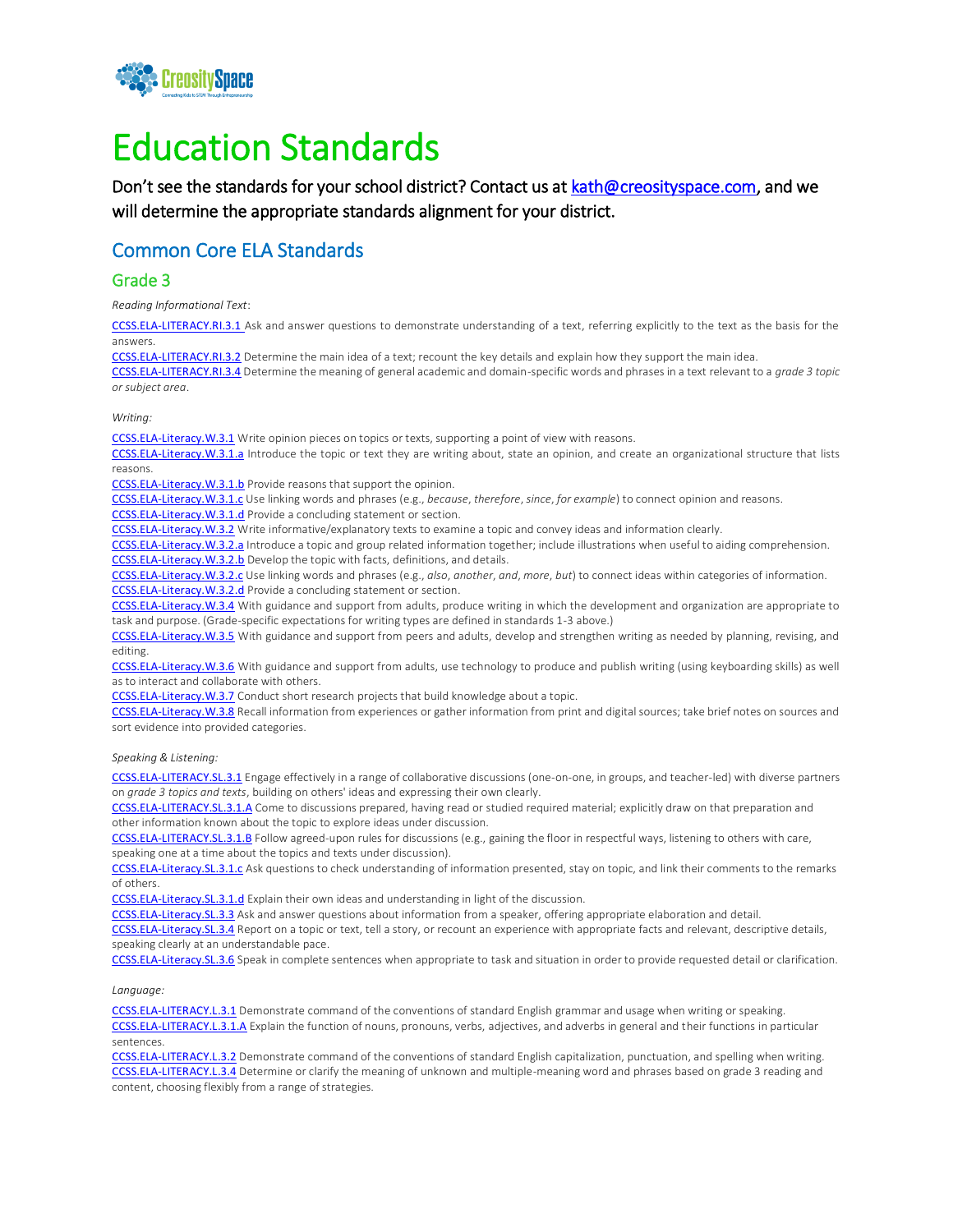# Education Standards

Don't see the standards for your school district? Contact us at kath@creosityspace.com, and we will determine the appropriate standards alignment for your district.

## Common Core ELA Standards

### Grade 3

*Reading Informational Text*:

CCSS.ELA-LITERACY.RI.3.1 Ask and answer questions to demonstrate understanding of a text, referring explicitly to the text as the basis for the answers.
CCSS.ELA-LITERACY.RI.3.2 Determine the main idea of a text; recount the key details and explain how they support the main idea.
CCSS.ELA-LITERACY.RI.3.4 Determine the meaning of general academic and domain-specific words and phrases in a text relevant to a *grade 3 topic or subject area*.

*Writing:*

CCSS.ELA-Literacy.W.3.1 Write opinion pieces on topics or texts, supporting a point of view with reasons.
CCSS.ELA-Literacy.W.3.1.a Introduce the topic or text they are writing about, state an opinion, and create an organizational structure that lists reasons.
CCSS.ELA-Literacy.W.3.1.b Provide reasons that support the opinion.
CCSS.ELA-Literacy.W.3.1.c Use linking words and phrases (e.g., *because*, *therefore*, *since*, *for example*) to connect opinion and reasons.
CCSS.ELA-Literacy.W.3.1.d Provide a concluding statement or section.
CCSS.ELA-Literacy.W.3.2 Write informative/explanatory texts to examine a topic and convey ideas and information clearly.
CCSS.ELA-Literacy.W.3.2.a Introduce a topic and group related information together; include illustrations when useful to aiding comprehension.
CCSS.ELA-Literacy.W.3.2.b Develop the topic with facts, definitions, and details.
CCSS.ELA-Literacy.W.3.2.c Use linking words and phrases (e.g., *also*, *another*, *and*, *more*, *but*) to connect ideas within categories of information.
CCSS.ELA-Literacy.W.3.2.d Provide a concluding statement or section.
CCSS.ELA-Literacy.W.3.4 With guidance and support from adults, produce writing in which the development and organization are appropriate to task and purpose. (Grade-specific expectations for writing types are defined in standards 1-3 above.)
CCSS.ELA-Literacy.W.3.5 With guidance and support from peers and adults, develop and strengthen writing as needed by planning, revising, and editing.
CCSS.ELA-Literacy.W.3.6 With guidance and support from adults, use technology to produce and publish writing (using keyboarding skills) as well as to interact and collaborate with others.
CCSS.ELA-Literacy.W.3.7 Conduct short research projects that build knowledge about a topic.
CCSS.ELA-Literacy.W.3.8 Recall information from experiences or gather information from print and digital sources; take brief notes on sources and sort evidence into provided categories.

*Speaking & Listening:*

CCSS.ELA-LITERACY.SL.3.1 Engage effectively in a range of collaborative discussions (one-on-one, in groups, and teacher-led) with diverse partners on *grade 3 topics and texts*, building on others' ideas and expressing their own clearly.
CCSS.ELA-LITERACY.SL.3.1.A Come to discussions prepared, having read or studied required material; explicitly draw on that preparation and other information known about the topic to explore ideas under discussion.
CCSS.ELA-LITERACY.SL.3.1.B Follow agreed-upon rules for discussions (e.g., gaining the floor in respectful ways, listening to others with care, speaking one at a time about the topics and texts under discussion).
CCSS.ELA-Literacy.SL.3.1.c Ask questions to check understanding of information presented, stay on topic, and link their comments to the remarks of others.
CCSS.ELA-Literacy.SL.3.1.d Explain their own ideas and understanding in light of the discussion.
CCSS.ELA-Literacy.SL.3.3 Ask and answer questions about information from a speaker, offering appropriate elaboration and detail.
CCSS.ELA-Literacy.SL.3.4 Report on a topic or text, tell a story, or recount an experience with appropriate facts and relevant, descriptive details, speaking clearly at an understandable pace.
CCSS.ELA-Literacy.SL.3.6 Speak in complete sentences when appropriate to task and situation in order to provide requested detail or clarification.

*Language:*

CCSS.ELA-LITERACY.L.3.1 Demonstrate command of the conventions of standard English grammar and usage when writing or speaking.
CCSS.ELA-LITERACY.L.3.1.A Explain the function of nouns, pronouns, verbs, adjectives, and adverbs in general and their functions in particular sentences.
CCSS.ELA-LITERACY.L.3.2 Demonstrate command of the conventions of standard English capitalization, punctuation, and spelling when writing.
CCSS.ELA-LITERACY.L.3.4 Determine or clarify the meaning of unknown and multiple-meaning word and phrases based on grade 3 reading and content, choosing flexibly from a range of strategies.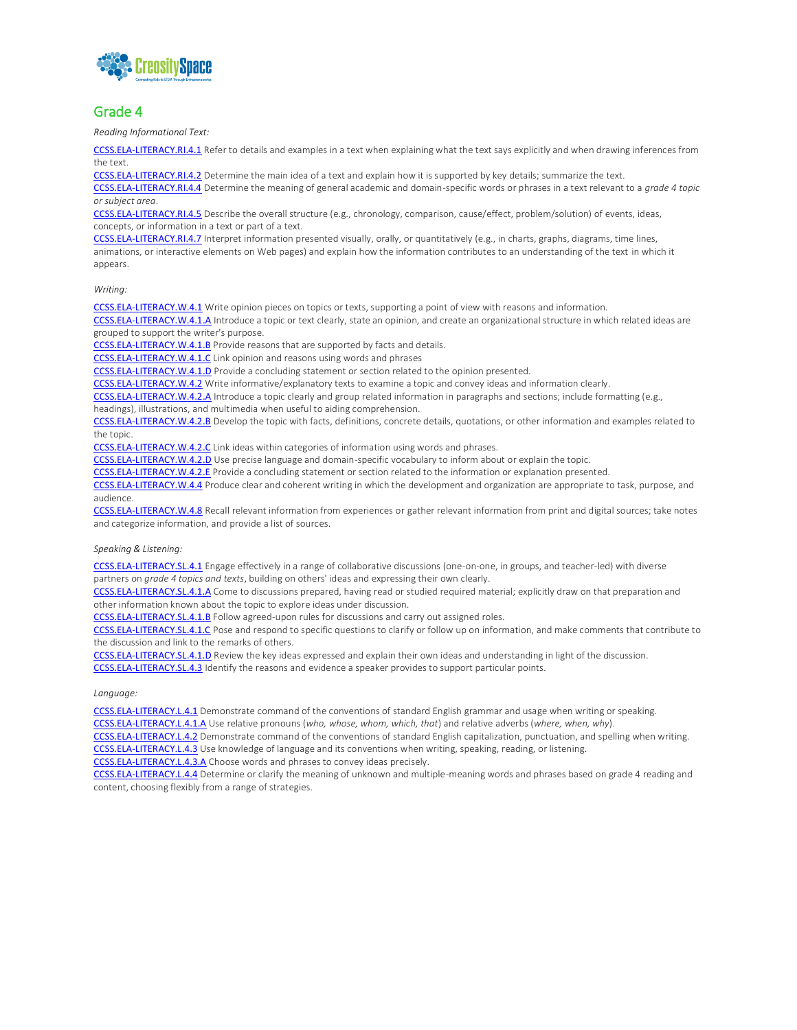## Grade 4

*Reading Informational Text:*

CCSS.ELA-LITERACY.RI.4.1 Refer to details and examples in a text when explaining what the text says explicitly and when drawing inferences from the text.
CCSS.ELA-LITERACY.RI.4.2 Determine the main idea of a text and explain how it is supported by key details; summarize the text.
CCSS.ELA-LITERACY.RI.4.4 Determine the meaning of general academic and domain-specific words or phrases in a text relevant to a *grade 4 topic or subject area*.
CCSS.ELA-LITERACY.RI.4.5 Describe the overall structure (e.g., chronology, comparison, cause/effect, problem/solution) of events, ideas, concepts, or information in a text or part of a text.
CCSS.ELA-LITERACY.RI.4.7 Interpret information presented visually, orally, or quantitatively (e.g., in charts, graphs, diagrams, time lines, animations, or interactive elements on Web pages) and explain how the information contributes to an understanding of the text in which it appears.

*Writing:*

CCSS.ELA-LITERACY.W.4.1 Write opinion pieces on topics or texts, supporting a point of view with reasons and information.
CCSS.ELA-LITERACY.W.4.1.A Introduce a topic or text clearly, state an opinion, and create an organizational structure in which related ideas are grouped to support the writer's purpose.
CCSS.ELA-LITERACY.W.4.1.B Provide reasons that are supported by facts and details.
CCSS.ELA-LITERACY.W.4.1.C Link opinion and reasons using words and phrases
CCSS.ELA-LITERACY.W.4.1.D Provide a concluding statement or section related to the opinion presented.
CCSS.ELA-LITERACY.W.4.2 Write informative/explanatory texts to examine a topic and convey ideas and information clearly.
CCSS.ELA-LITERACY.W.4.2.A Introduce a topic clearly and group related information in paragraphs and sections; include formatting (e.g., headings), illustrations, and multimedia when useful to aiding comprehension.
CCSS.ELA-LITERACY.W.4.2.B Develop the topic with facts, definitions, concrete details, quotations, or other information and examples related to the topic.
CCSS.ELA-LITERACY.W.4.2.C Link ideas within categories of information using words and phrases.
CCSS.ELA-LITERACY.W.4.2.D Use precise language and domain-specific vocabulary to inform about or explain the topic.
CCSS.ELA-LITERACY.W.4.2.E Provide a concluding statement or section related to the information or explanation presented.
CCSS.ELA-LITERACY.W.4.4 Produce clear and coherent writing in which the development and organization are appropriate to task, purpose, and audience.
CCSS.ELA-LITERACY.W.4.8 Recall relevant information from experiences or gather relevant information from print and digital sources; take notes and categorize information, and provide a list of sources.

*Speaking & Listening:*

CCSS.ELA-LITERACY.SL.4.1 Engage effectively in a range of collaborative discussions (one-on-one, in groups, and teacher-led) with diverse partners on *grade 4 topics and texts*, building on others' ideas and expressing their own clearly.
CCSS.ELA-LITERACY.SL.4.1.A Come to discussions prepared, having read or studied required material; explicitly draw on that preparation and other information known about the topic to explore ideas under discussion.
CCSS.ELA-LITERACY.SL.4.1.B Follow agreed-upon rules for discussions and carry out assigned roles.
CCSS.ELA-LITERACY.SL.4.1.C Pose and respond to specific questions to clarify or follow up on information, and make comments that contribute to the discussion and link to the remarks of others.
CCSS.ELA-LITERACY.SL.4.1.D Review the key ideas expressed and explain their own ideas and understanding in light of the discussion.
CCSS.ELA-LITERACY.SL.4.3 Identify the reasons and evidence a speaker provides to support particular points.

*Language:*

CCSS.ELA-LITERACY.L.4.1 Demonstrate command of the conventions of standard English grammar and usage when writing or speaking.
CCSS.ELA-LITERACY.L.4.1.A Use relative pronouns (*who, whose, whom, which, that*) and relative adverbs (*where, when, why*).
CCSS.ELA-LITERACY.L.4.2 Demonstrate command of the conventions of standard English capitalization, punctuation, and spelling when writing.
CCSS.ELA-LITERACY.L.4.3 Use knowledge of language and its conventions when writing, speaking, reading, or listening.
CCSS.ELA-LITERACY.L.4.3.A Choose words and phrases to convey ideas precisely.
CCSS.ELA-LITERACY.L.4.4 Determine or clarify the meaning of unknown and multiple-meaning words and phrases based on grade 4 reading and content, choosing flexibly from a range of strategies.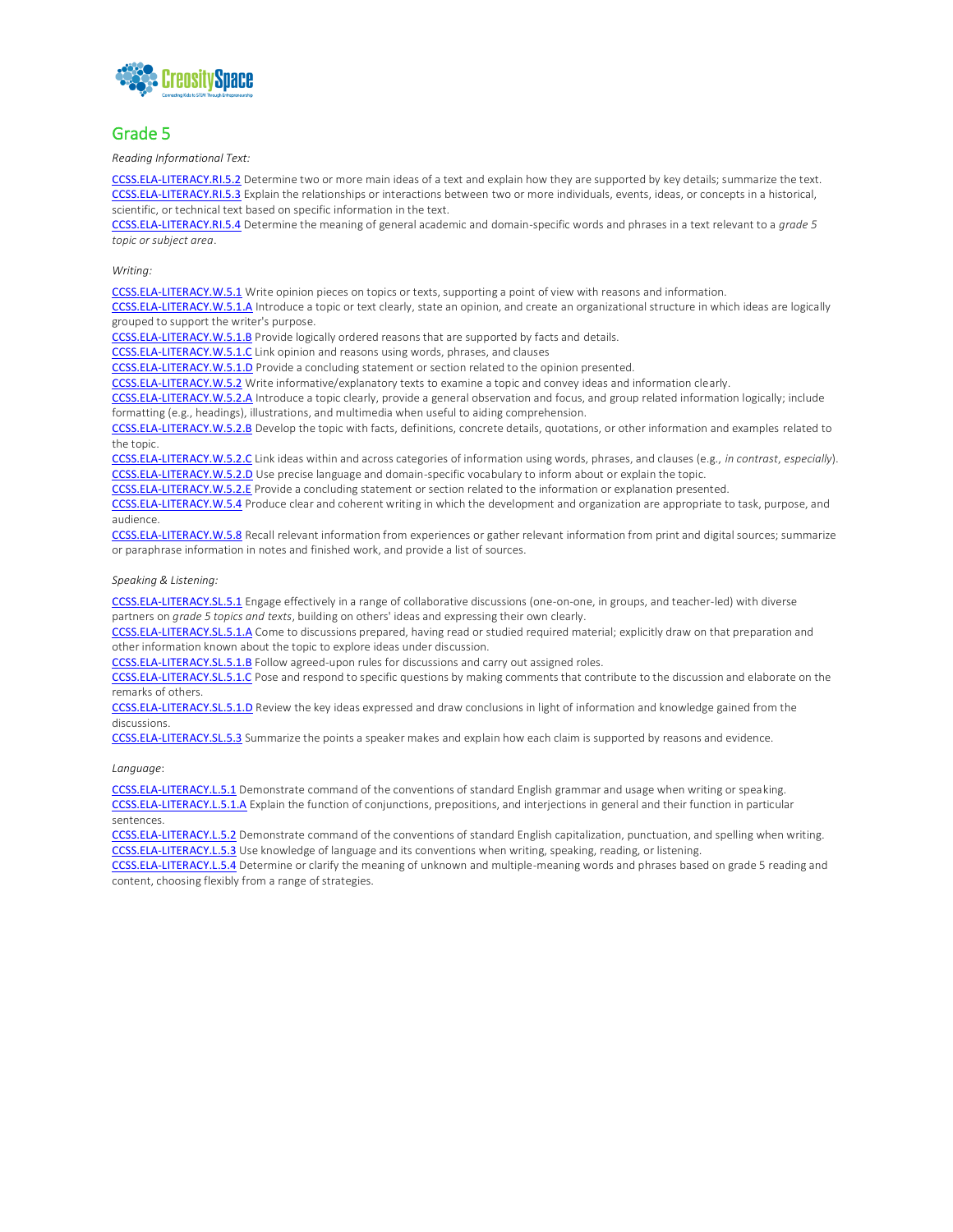## Grade 5

*Reading Informational Text:*

[CCSS.ELA-LITERACY.RI.5.2] Determine two or more main ideas of a text and explain how they are supported by key details; summarize the text.
[CCSS.ELA-LITERACY.RI.5.3] Explain the relationships or interactions between two or more individuals, events, ideas, or concepts in a historical, scientific, or technical text based on specific information in the text.
[CCSS.ELA-LITERACY.RI.5.4] Determine the meaning of general academic and domain-specific words and phrases in a text relevant to a *grade 5 topic or subject area*.

*Writing:*

[CCSS.ELA-LITERACY.W.5.1] Write opinion pieces on topics or texts, supporting a point of view with reasons and information.
[CCSS.ELA-LITERACY.W.5.1.A] Introduce a topic or text clearly, state an opinion, and create an organizational structure in which ideas are logically grouped to support the writer's purpose.
[CCSS.ELA-LITERACY.W.5.1.B] Provide logically ordered reasons that are supported by facts and details.
[CCSS.ELA-LITERACY.W.5.1.C] Link opinion and reasons using words, phrases, and clauses
[CCSS.ELA-LITERACY.W.5.1.D] Provide a concluding statement or section related to the opinion presented.
[CCSS.ELA-LITERACY.W.5.2] Write informative/explanatory texts to examine a topic and convey ideas and information clearly.
[CCSS.ELA-LITERACY.W.5.2.A] Introduce a topic clearly, provide a general observation and focus, and group related information logically; include formatting (e.g., headings), illustrations, and multimedia when useful to aiding comprehension.
[CCSS.ELA-LITERACY.W.5.2.B] Develop the topic with facts, definitions, concrete details, quotations, or other information and examples related to the topic.
[CCSS.ELA-LITERACY.W.5.2.C] Link ideas within and across categories of information using words, phrases, and clauses (e.g., *in contrast*, *especially*).
[CCSS.ELA-LITERACY.W.5.2.D] Use precise language and domain-specific vocabulary to inform about or explain the topic.
[CCSS.ELA-LITERACY.W.5.2.E] Provide a concluding statement or section related to the information or explanation presented.
[CCSS.ELA-LITERACY.W.5.4] Produce clear and coherent writing in which the development and organization are appropriate to task, purpose, and audience.
[CCSS.ELA-LITERACY.W.5.8] Recall relevant information from experiences or gather relevant information from print and digital sources; summarize or paraphrase information in notes and finished work, and provide a list of sources.

*Speaking & Listening:*

[CCSS.ELA-LITERACY.SL.5.1] Engage effectively in a range of collaborative discussions (one-on-one, in groups, and teacher-led) with diverse partners on *grade 5 topics and texts*, building on others' ideas and expressing their own clearly.
[CCSS.ELA-LITERACY.SL.5.1.A] Come to discussions prepared, having read or studied required material; explicitly draw on that preparation and other information known about the topic to explore ideas under discussion.
[CCSS.ELA-LITERACY.SL.5.1.B] Follow agreed-upon rules for discussions and carry out assigned roles.
[CCSS.ELA-LITERACY.SL.5.1.C] Pose and respond to specific questions by making comments that contribute to the discussion and elaborate on the remarks of others.
[CCSS.ELA-LITERACY.SL.5.1.D] Review the key ideas expressed and draw conclusions in light of information and knowledge gained from the discussions.
[CCSS.ELA-LITERACY.SL.5.3] Summarize the points a speaker makes and explain how each claim is supported by reasons and evidence.

*Language*:

[CCSS.ELA-LITERACY.L.5.1] Demonstrate command of the conventions of standard English grammar and usage when writing or speaking.
[CCSS.ELA-LITERACY.L.5.1.A] Explain the function of conjunctions, prepositions, and interjections in general and their function in particular sentences.
[CCSS.ELA-LITERACY.L.5.2] Demonstrate command of the conventions of standard English capitalization, punctuation, and spelling when writing.
[CCSS.ELA-LITERACY.L.5.3] Use knowledge of language and its conventions when writing, speaking, reading, or listening.
[CCSS.ELA-LITERACY.L.5.4] Determine or clarify the meaning of unknown and multiple-meaning words and phrases based on grade 5 reading and content, choosing flexibly from a range of strategies.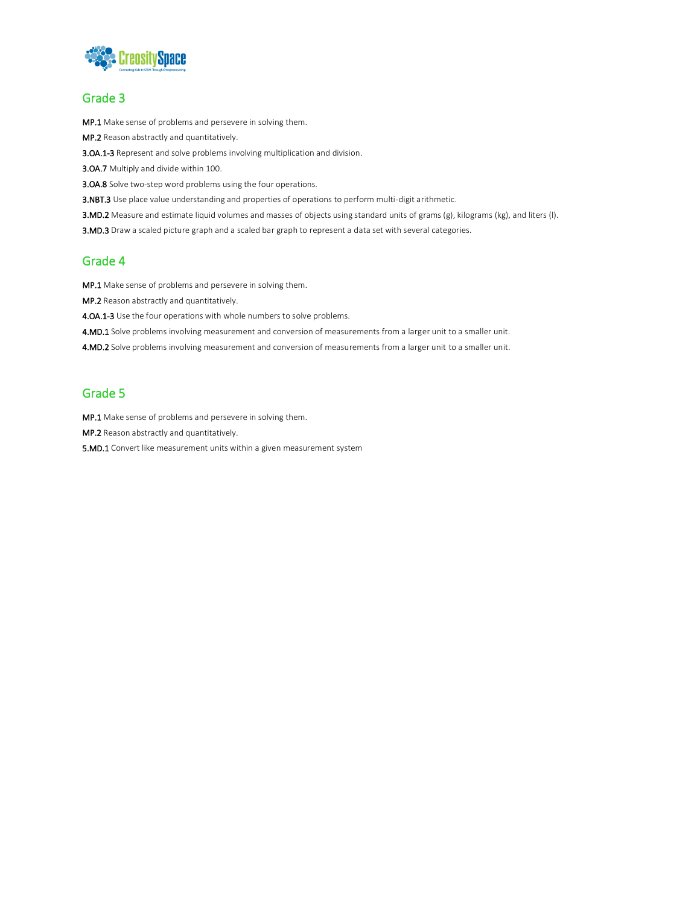## Grade 3

**MP.1** Make sense of problems and persevere in solving them.

**MP.2** Reason abstractly and quantitatively.

**3.OA.1-3** Represent and solve problems involving multiplication and division.

**3.OA.7** Multiply and divide within 100.

**3.OA.8** Solve two-step word problems using the four operations.

**3.NBT.3** Use place value understanding and properties of operations to perform multi-digit arithmetic.

**3.MD.2** Measure and estimate liquid volumes and masses of objects using standard units of grams (g), kilograms (kg), and liters (l).

**3.MD.3** Draw a scaled picture graph and a scaled bar graph to represent a data set with several categories.

## Grade 4

**MP.1** Make sense of problems and persevere in solving them.

**MP.2** Reason abstractly and quantitatively.

**4.OA.1-3** Use the four operations with whole numbers to solve problems.

**4.MD.1** Solve problems involving measurement and conversion of measurements from a larger unit to a smaller unit.

**4.MD.2** Solve problems involving measurement and conversion of measurements from a larger unit to a smaller unit.

## Grade 5

**MP.1** Make sense of problems and persevere in solving them.

**MP.2** Reason abstractly and quantitatively.

**5.MD.1** Convert like measurement units within a given measurement system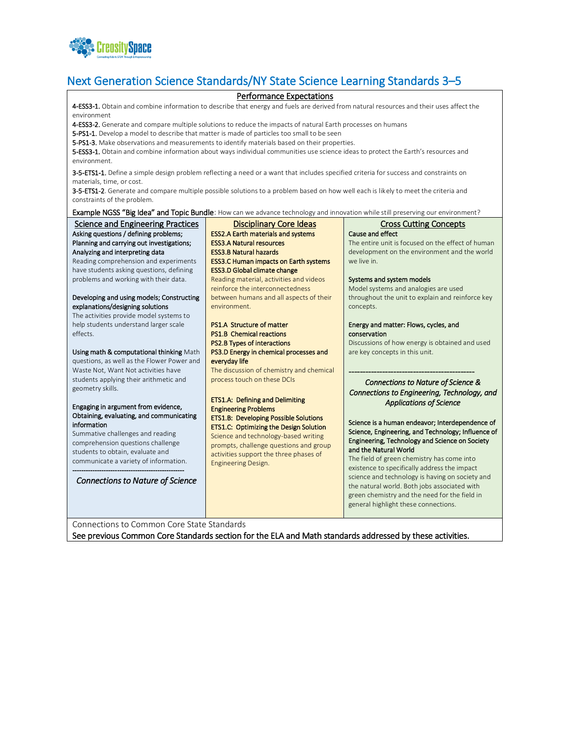## Next Generation Science Standards/NY State Science Learning Standards 3–5

### Performance Expectations

**4-ESS3-1.** Obtain and combine information to describe that energy and fuels are derived from natural resources and their uses affect the environment

**4-ESS3-2.** Generate and compare multiple solutions to reduce the impacts of natural Earth processes on humans

**5-PS1-1.** Develop a model to describe that matter is made of particles too small to be seen

**5-PS1-3.** Make observations and measurements to identify materials based on their properties.

**5-ESS3-1.** Obtain and combine information about ways individual communities use science ideas to protect the Earth's resources and environment.

**3-5-ETS1-1.** Define a simple design problem reflecting a need or a want that includes specified criteria for success and constraints on materials, time, or cost.

**3-5-ETS1-2**. Generate and compare multiple possible solutions to a problem based on how well each is likely to meet the criteria and constraints of the problem.

**Example NGSS "Big Idea" and Topic Bundle**: How can we advance technology and innovation while still preserving our environment?

| Science and Engineering Practices | Disciplinary Core Ideas | Cross Cutting Concepts |
|---|---|---|
| **Asking questions / defining problems; Planning and carrying out investigations; Analyzing and interpreting data**<br>Reading comprehension and experiments have students asking questions, defining problems and working with their data.<br><br>**Developing and using models; Constructing explanations/designing solutions**<br>The activities provide model systems to help students understand larger scale effects.<br><br>**Using math & computational thinking** Math questions, as well as the Flower Power and Waste Not, Want Not activities have students applying their arithmetic and geometry skills.<br><br>**Engaging in argument from evidence, Obtaining, evaluating, and communicating information**<br>Summative challenges and reading comprehension questions challenge students to obtain, evaluate and communicate a variety of information.<br>-------------------------------------------------<br>*Connections to Nature of Science* | **ESS2.A Earth materials and systems**<br>**ESS3.A Natural resources**<br>**ESS3.B Natural hazards**<br>**ESS3.C Human impacts on Earth systems**<br>**ESS3.D Global climate change**<br>Reading material, activities and videos reinforce the interconnectedness between humans and all aspects of their environment.<br><br>**PS1.A Structure of matter**<br>**PS1.B Chemical reactions**<br>**PS2.B Types of interactions**<br>**PS3.D Energy in chemical processes and everyday life**<br>The discussion of chemistry and chemical process touch on these DCIs<br><br>**ETS1.A: Defining and Delimiting Engineering Problems**<br>**ETS1.B: Developing Possible Solutions**<br>**ETS1.C: Optimizing the Design Solution**<br>Science and technology-based writing prompts, challenge questions and group activities support the three phases of Engineering Design. | **Cause and effect**<br>The entire unit is focused on the effect of human development on the environment and the world we live in.<br><br>**Systems and system models**<br>Model systems and analogies are used throughout the unit to explain and reinforce key concepts.<br><br>**Energy and matter: Flows, cycles, and conservation**<br>Discussions of how energy is obtained and used are key concepts in this unit.<br><br>-------------------------------------------------<br>*Connections to Nature of Science & Connections to Engineering, Technology, and Applications of Science*<br><br>**Science is a human endeavor; Interdependence of Science, Engineering, and Technology; Influence of Engineering, Technology and Science on Society and the Natural World**<br>The field of green chemistry has come into existence to specifically address the impact science and technology is having on society and the natural world. Both jobs associated with green chemistry and the need for the field in general highlight these connections. |

Connections to Common Core State Standards

**See previous Common Core Standards section for the ELA and Math standards addressed by these activities.**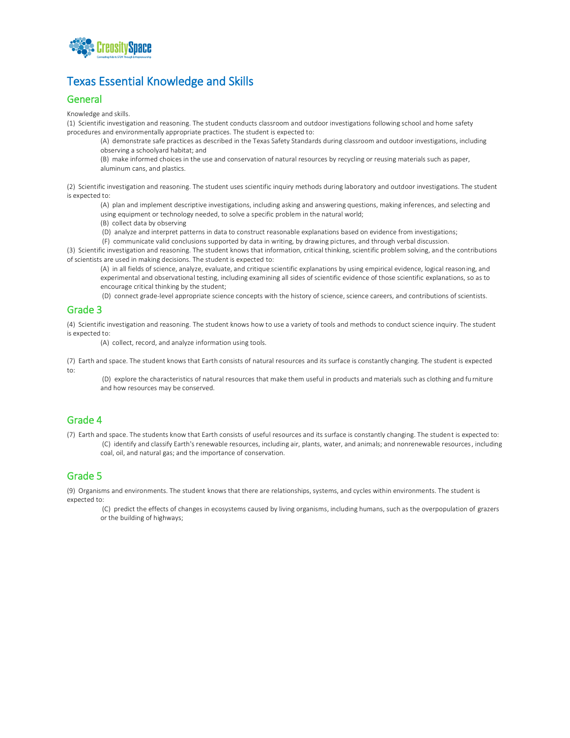# Texas Essential Knowledge and Skills

## General

Knowledge and skills.

(1) Scientific investigation and reasoning. The student conducts classroom and outdoor investigations following school and home safety procedures and environmentally appropriate practices. The student is expected to:

> (A) demonstrate safe practices as described in the Texas Safety Standards during classroom and outdoor investigations, including observing a schoolyard habitat; and
>
> (B) make informed choices in the use and conservation of natural resources by recycling or reusing materials such as paper, aluminum cans, and plastics.

(2) Scientific investigation and reasoning. The student uses scientific inquiry methods during laboratory and outdoor investigations. The student is expected to:

> (A) plan and implement descriptive investigations, including asking and answering questions, making inferences, and selecting and using equipment or technology needed, to solve a specific problem in the natural world;
>
> (B) collect data by observing
>
> (D) analyze and interpret patterns in data to construct reasonable explanations based on evidence from investigations;
>
> (F) communicate valid conclusions supported by data in writing, by drawing pictures, and through verbal discussion.

(3) Scientific investigation and reasoning. The student knows that information, critical thinking, scientific problem solving, and the contributions of scientists are used in making decisions. The student is expected to:

> (A) in all fields of science, analyze, evaluate, and critique scientific explanations by using empirical evidence, logical reasoning, and experimental and observational testing, including examining all sides of scientific evidence of those scientific explanations, so as to encourage critical thinking by the student;
>
> (D) connect grade-level appropriate science concepts with the history of science, science careers, and contributions of scientists.

## Grade 3

(4) Scientific investigation and reasoning. The student knows how to use a variety of tools and methods to conduct science inquiry. The student is expected to:

> (A) collect, record, and analyze information using tools.

(7) Earth and space. The student knows that Earth consists of natural resources and its surface is constantly changing. The student is expected to:

> (D) explore the characteristics of natural resources that make them useful in products and materials such as clothing and furniture and how resources may be conserved.

## Grade 4

(7) Earth and space. The students know that Earth consists of useful resources and its surface is constantly changing. The student is expected to:

> (C) identify and classify Earth's renewable resources, including air, plants, water, and animals; and nonrenewable resources, including coal, oil, and natural gas; and the importance of conservation.

## Grade 5

(9) Organisms and environments. The student knows that there are relationships, systems, and cycles within environments. The student is expected to:

> (C) predict the effects of changes in ecosystems caused by living organisms, including humans, such as the overpopulation of grazers or the building of highways;